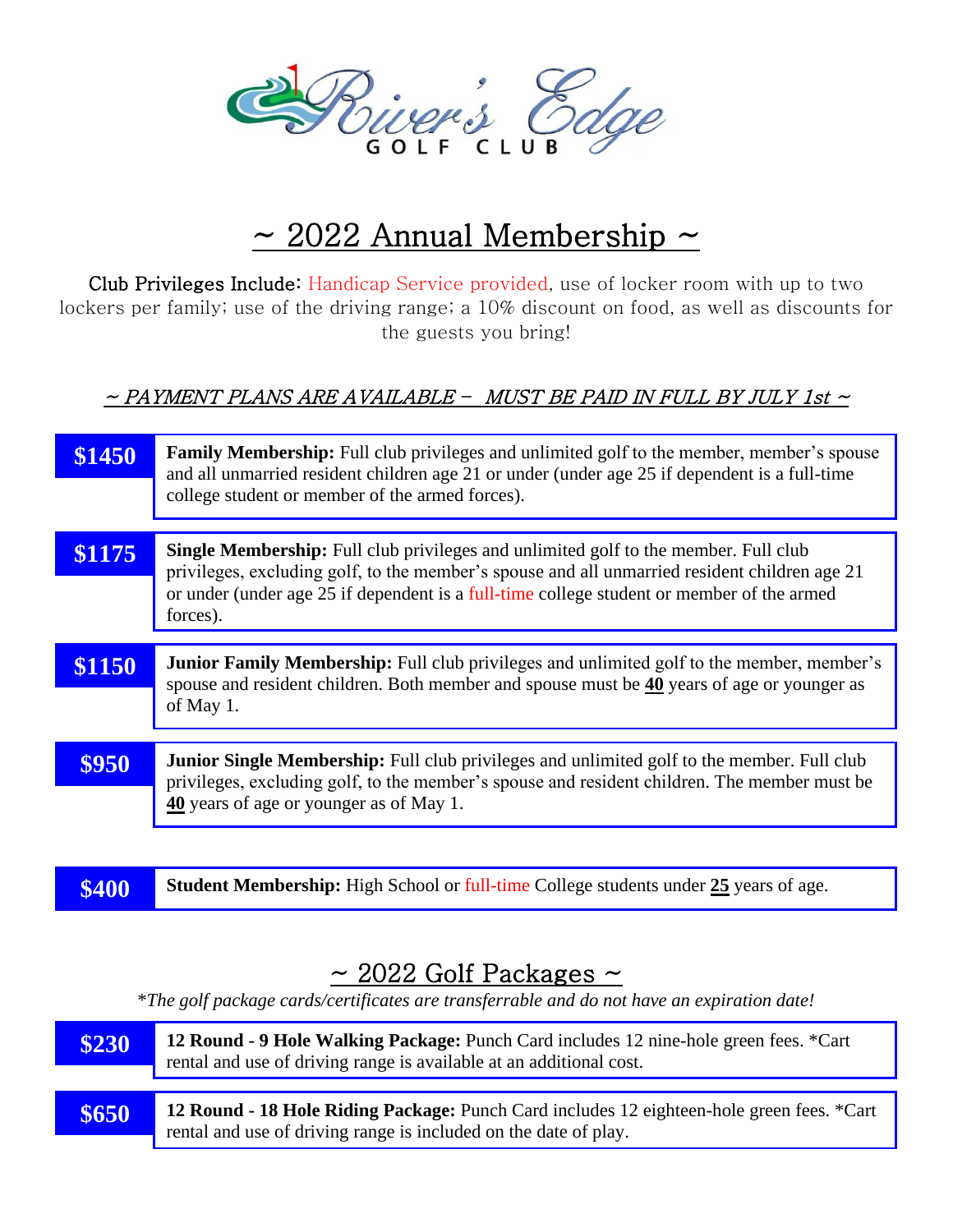River's Edge GOLF CLUB

# ~ 2022 Annual Membership ~

**Club Privileges Include:** Handicap Service provided, use of locker room with up to two lockers per family; use of the driving range; a 10% discount on food, as well as discounts for the guests you bring!

*~ PAYMENT PLANS ARE AVAILABLE – MUST BE PAID IN FULL BY JULY 1st ~*

| Price | Membership |
|---|---|
| **$1450** | **Family Membership:** Full club privileges and unlimited golf to the member, member's spouse and all unmarried resident children age 21 or under (under age 25 if dependent is a full-time college student or member of the armed forces). |
| **$1175** | **Single Membership:** Full club privileges and unlimited golf to the member. Full club privileges, excluding golf, to the member's spouse and all unmarried resident children age 21 or under (under age 25 if dependent is a full-time college student or member of the armed forces). |
| **$1150** | **Junior Family Membership:** Full club privileges and unlimited golf to the member, member's spouse and resident children. Both member and spouse must be **40** years of age or younger as of May 1. |
| **$950** | **Junior Single Membership:** Full club privileges and unlimited golf to the member. Full club privileges, excluding golf, to the member's spouse and resident children. The member must be **40** years of age or younger as of May 1. |
| **$400** | **Student Membership:** High School or full-time College students under **25** years of age. |

# ~ 2022 Golf Packages ~

*\*The golf package cards/certificates are transferrable and do not have an expiration date!*

| Price | Package |
|---|---|
| **$230** | **12 Round - 9 Hole Walking Package:** Punch Card includes 12 nine-hole green fees. *Cart rental and use of driving range is available at an additional cost. |
| **$650** | **12 Round - 18 Hole Riding Package:** Punch Card includes 12 eighteen-hole green fees. *Cart rental and use of driving range is included on the date of play. |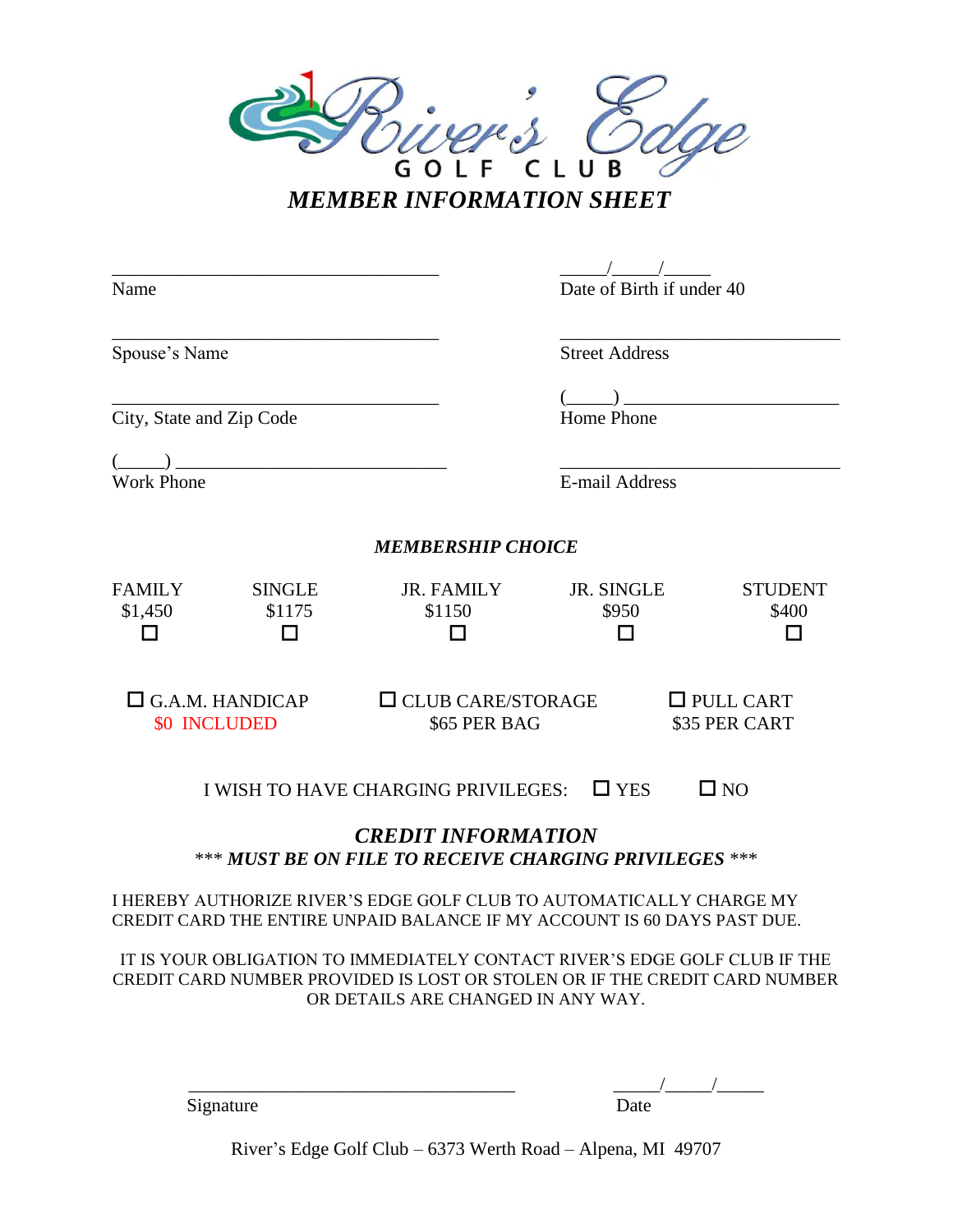River's Edge GOLF CLUB

# *MEMBER INFORMATION SHEET*

___________________________________
Name

_____/_____/_____
Date of Birth if under 40

___________________________________
Spouse's Name

___________________________________
Street Address

___________________________________
City, State and Zip Code

(_____) ___________________________
Home Phone

(_____) ___________________________
Work Phone

___________________________________
E-mail Address

## *MEMBERSHIP CHOICE*

| FAMILY | SINGLE | JR. FAMILY | JR. SINGLE | STUDENT |
|---|---|---|---|---|
| $1,450 | $1175 | $1150 | $950 | $400 |
| ☐ | ☐ | ☐ | ☐ | ☐ |

☐ G.A.M. HANDICAP
$0 INCLUDED

☐ CLUB CARE/STORAGE
$65 PER BAG

☐ PULL CART
$35 PER CART

I WISH TO HAVE CHARGING PRIVILEGES: ☐ YES ☐ NO

## *CREDIT INFORMATION*

\*\*\* ***MUST BE ON FILE TO RECEIVE CHARGING PRIVILEGES*** \*\*\*

I HEREBY AUTHORIZE RIVER'S EDGE GOLF CLUB TO AUTOMATICALLY CHARGE MY CREDIT CARD THE ENTIRE UNPAID BALANCE IF MY ACCOUNT IS 60 DAYS PAST DUE.

IT IS YOUR OBLIGATION TO IMMEDIATELY CONTACT RIVER'S EDGE GOLF CLUB IF THE CREDIT CARD NUMBER PROVIDED IS LOST OR STOLEN OR IF THE CREDIT CARD NUMBER OR DETAILS ARE CHANGED IN ANY WAY.

___________________________________
Signature

_____/_____/_____
Date

River's Edge Golf Club – 6373 Werth Road – Alpena, MI 49707